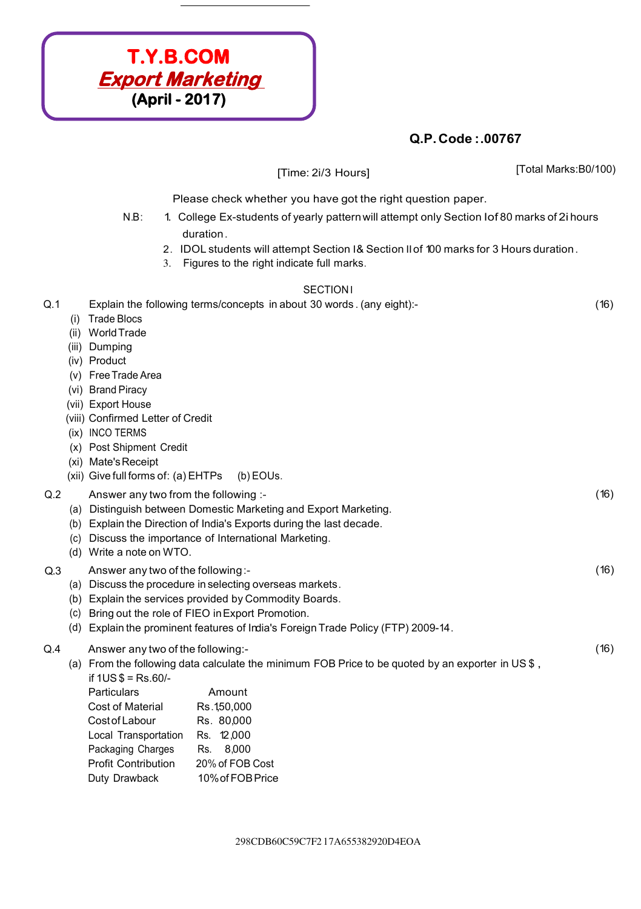# T.Y.B.COM

## *Export Marketing*

**(April - 2017)**

**Q.P. Code :.00767**

[Time: 2i/3 Hours] [Total Marks:B0/100)

Please check whether you have got the right question paper.

N.B:
1. College Ex-students of yearly pattern will attempt only Section I of 80 marks of 2i hours duration.
2. IDOL students will attempt Section I & Section II of 100 marks for 3 Hours duration.
3. Figures to the right indicate full marks.

SECTION I

**Q.1** Explain the following terms/concepts in about 30 words. (any eight):- (16)

(i) Trade Blocs
(ii) World Trade
(iii) Dumping
(iv) Product
(v) Free Trade Area
(vi) Brand Piracy
(vii) Export House
(viii) Confirmed Letter of Credit
(ix) INCO TERMS
(x) Post Shipment Credit
(xi) Mate's Receipt
(xii) Give full forms of: (a) EHTPs (b) EOUs.

**Q.2** Answer any two from the following :- (16)

(a) Distinguish between Domestic Marketing and Export Marketing.
(b) Explain the Direction of India's Exports during the last decade.
(c) Discuss the importance of International Marketing.
(d) Write a note on WTO.

**Q.3** Answer any two of the following :- (16)

(a) Discuss the procedure in selecting overseas markets.
(b) Explain the services provided by Commodity Boards.
(c) Bring out the role of FIEO in Export Promotion.
(d) Explain the prominent features of India's Foreign Trade Policy (FTP) 2009-14.

**Q.4** Answer any two of the following:- (16)

(a) From the following data calculate the minimum FOB Price to be quoted by an exporter in US $, if 1US $ = Rs.60/-

| Particulars | Amount |
|---|---|
| Cost of Material | Rs.1,50,000 |
| Cost of Labour | Rs. 80,000 |
| Local Transportation | Rs. 12,000 |
| Packaging Charges | Rs. 8,000 |
| Profit Contribution | 20% of FOB Cost |
| Duty Drawback | 10% of FOB Price |

298CDB60C59C7F217A655382920D4EOA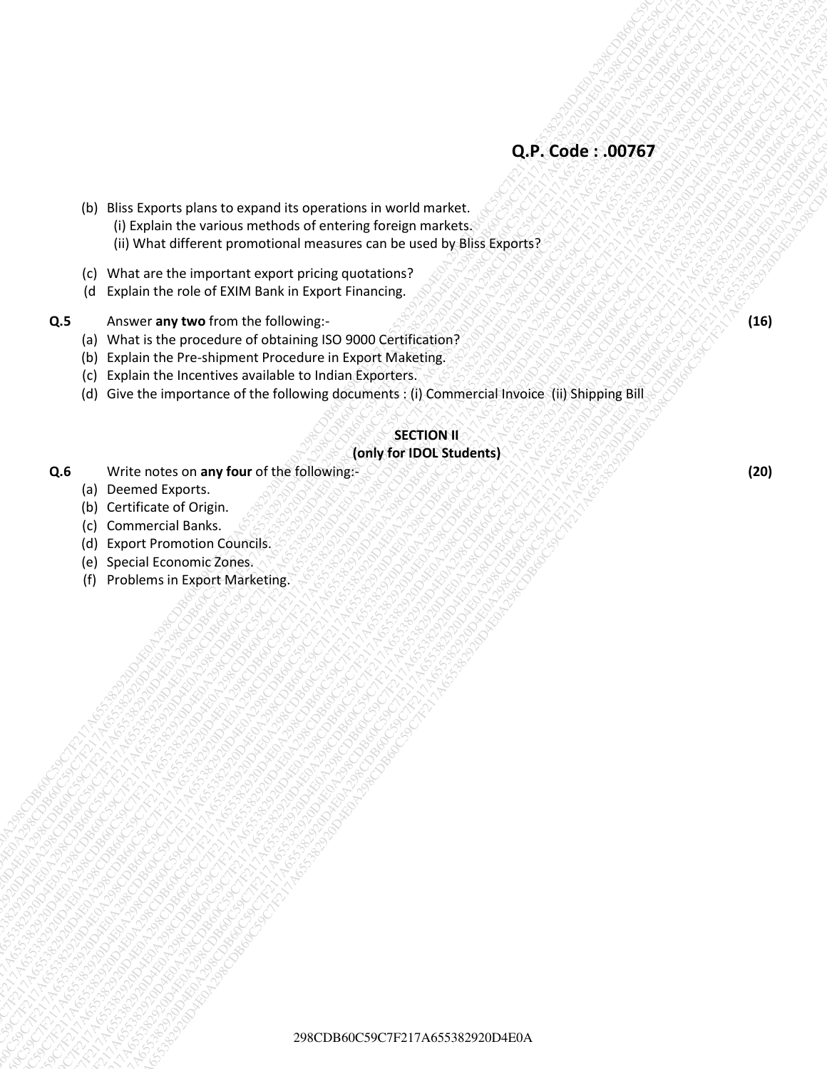**Q.P. Code : .00767**

(b) Bliss Exports plans to expand its operations in world market.
   (i) Explain the various methods of entering foreign markets.
   (ii) What different promotional measures can be used by Bliss Exports?

(c) What are the important export pricing quotations?

(d Explain the role of EXIM Bank in Export Financing.

**Q.5** Answer **any two** from the following:- **(16)**

(a) What is the procedure of obtaining ISO 9000 Certification?

(b) Explain the Pre-shipment Procedure in Export Maketing.

(c) Explain the Incentives available to Indian Exporters.

(d) Give the importance of the following documents : (i) Commercial Invoice (ii) Shipping Bill

**SECTION II**
**(only for IDOL Students)**

**Q.6** Write notes on **any four** of the following:- **(20)**

(a) Deemed Exports.

(b) Certificate of Origin.

(c) Commercial Banks.

(d) Export Promotion Councils.

(e) Special Economic Zones.

(f) Problems in Export Marketing.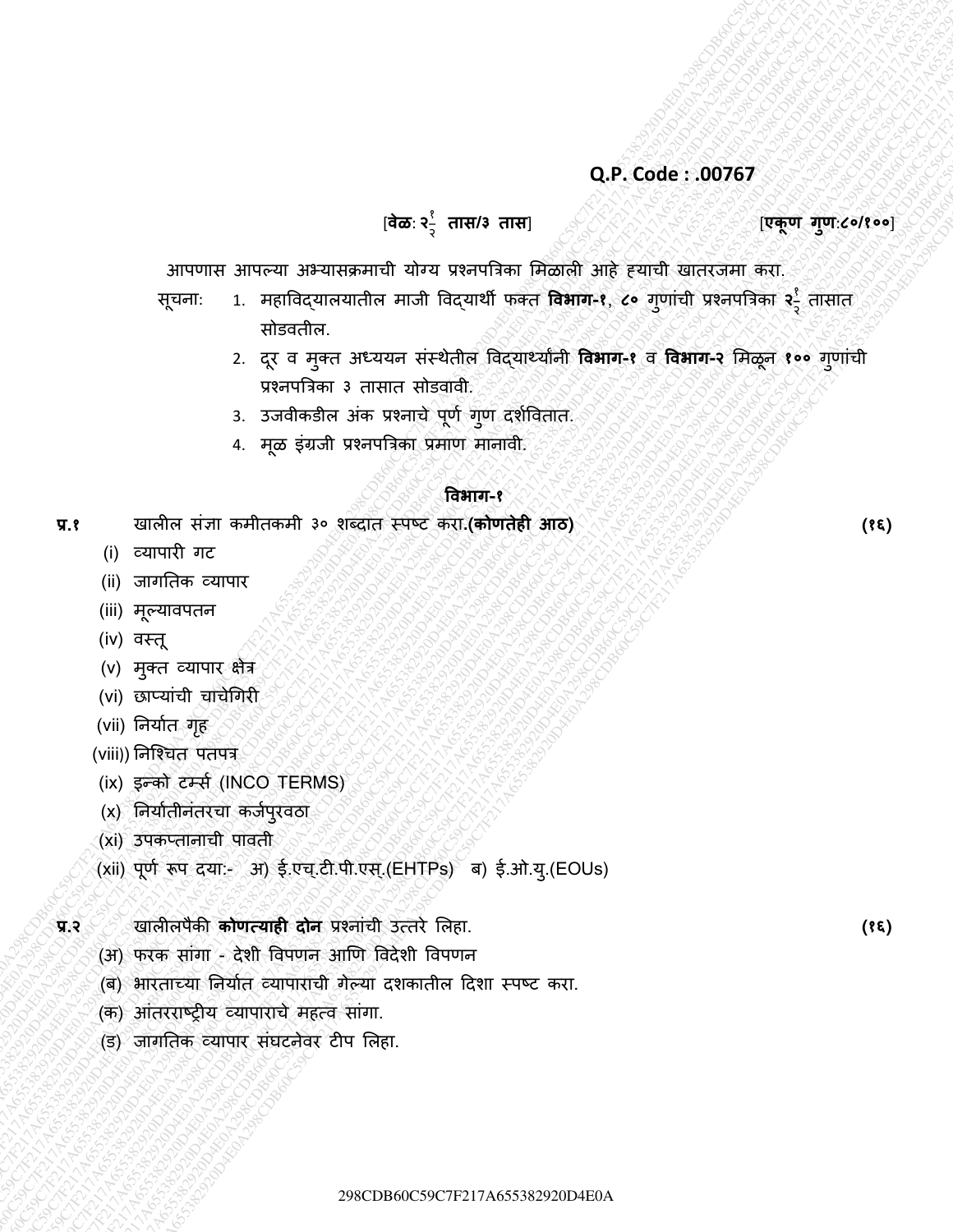**Q.P. Code : .00767**

[**वेळ: २½ तास/३ तास**] [**एकूण गुण:८०/१००**]

आपणास आपल्या अभ्यासक्रमाची योग्य प्रश्नपत्रिका मिळाली आहे ह्याची खातरजमा करा.

सूचना:

1. महाविद्यालयातील माजी विद्यार्थी फक्त **विभाग-१**, ८० गुणांची प्रश्नपत्रिका **२½** तासात सोडवतील.
2. दूर व मुक्त अध्ययन संस्थेतील विद्यार्थ्यांनी **विभाग-१** व **विभाग-२** मिळून **१००** गुणांची प्रश्नपत्रिका ३ तासात सोडवावी.
3. उजवीकडील अंक प्रश्नाचे पूर्ण गुण दर्शवितात.
4. मूळ इंग्रजी प्रश्नपत्रिका प्रमाण मानावी.

## विभाग-१

**प्र.१** खालील संज्ञा कमीतकमी ३० शब्दात स्पष्ट करा.**(कोणतेही आठ)** **(१६)**

(i) व्यापारी गट
(ii) जागतिक व्यापार
(iii) मूल्यावपतन
(iv) वस्तू
(v) मुक्त व्यापार क्षेत्र
(vi) छाप्यांची चाचेगिरी
(vii) निर्यात गृह
(viii)) निश्चित पतपत्र
(ix) इन्को टर्म्स (INCO TERMS)
(x) निर्यातीनंतरचा कर्जपुरवठा
(xi) उपकप्तानाची पावती
(xii) पूर्ण रूप दया:- अ) ई.एच्.टी.पी.एस्.(EHTPs) ब) ई.ओ.यु.(EOUs)

**प्र.२** खालीलपैकी **कोणत्याही दोन** प्रश्नांची उत्तरे लिहा. **(१६)**

(अ) फरक सांगा - देशी विपणन आणि विदेशी विपणन
(ब) भारताच्या निर्यात व्यापाराची गेल्या दशकातील दिशा स्पष्ट करा.
(क) आंतरराष्ट्रीय व्यापाराचे महत्व सांगा.
(ड) जागतिक व्यापार संघटनेवर टीप लिहा.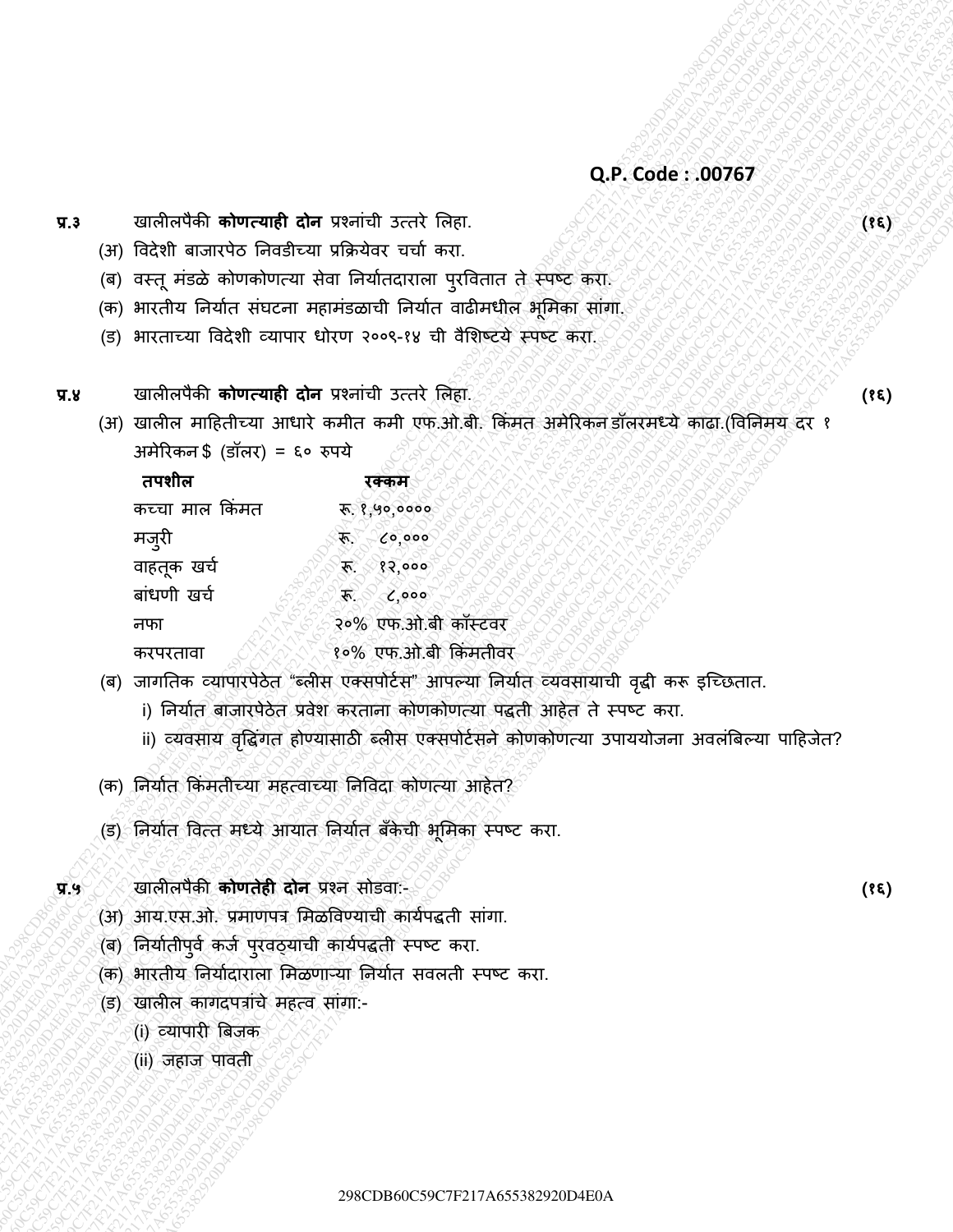Q.P. Code : .00767

**प्र.३** खालीलपैकी **कोणत्याही दोन** प्रश्नांची उत्तरे लिहा. **(१६)**

(अ) विदेशी बाजारपेठ निवडीच्या प्रक्रियेवर चर्चा करा.

(ब) वस्तू मंडळे कोणकोणत्या सेवा निर्यातदाराला पुरवितात ते स्पष्ट करा.

(क) भारतीय निर्यात संघटना महामंडळाची निर्यात वाढीमधील भूमिका सांगा.

(ड) भारताच्या विदेशी व्यापार धोरण २००९-१४ ची वैशिष्ट्ये स्पष्ट करा.

**प्र.४** खालीलपैकी **कोणत्याही दोन** प्रश्नांची उत्तरे लिहा. **(१६)**

(अ) खालील माहितीच्या आधारे कमीत कमी एफ.ओ.बी. किंमत अमेरिकन डॉलरमध्ये काढा.(विनिमय दर १ अमेरिकन $ (डॉलर) = ६० रुपये

| तपशील | रक्कम |
|---|---|
| कच्चा माल किंमत | रू. १,५०,०००० |
| मजुरी | रू. ८०,००० |
| वाहतूक खर्च | रू. १२,००० |
| बांधणी खर्च | रू. ८,००० |
| नफा | २०% एफ.ओ.बी कॉस्टवर |
| करपरतावा | १०% एफ.ओ.बी किंमतीवर |

(ब) जागतिक व्यापारपेठेत "ब्लीस एक्सपोर्टस" आपल्या निर्यात व्यवसायाची वृद्धी करू इच्छितात.

i) निर्यात बाजारपेठेत प्रवेश करताना कोणकोणत्या पद्धती आहेत ते स्पष्ट करा.

ii) व्यवसाय वृद्धिंगत होण्यासाठी ब्लीस एक्सपोर्टसने कोणकोणत्या उपाययोजना अवलंबिल्या पाहिजेत?

(क) निर्यात किंमतीच्या महत्वाच्या निविदा कोणत्या आहेत?

(ड) निर्यात वित्त मध्ये आयात निर्यात बँकेची भूमिका स्पष्ट करा.

**प्र.५** खालीलपैकी **कोणतेही दोन** प्रश्न सोडवा:- **(१६)**

(अ) आय.एस.ओ. प्रमाणपत्र मिळविण्याची कार्यपद्धती सांगा.

(ब) निर्यातीपुर्व कर्ज पुरवठ्याची कार्यपद्धती स्पष्ट करा.

(क) भारतीय निर्यादाराला मिळणाऱ्या निर्यात सवलती स्पष्ट करा.

(ड) खालील कागदपत्रांचे महत्व सांगा:-

(i) व्यापारी बिजक

(ii) जहाज पावती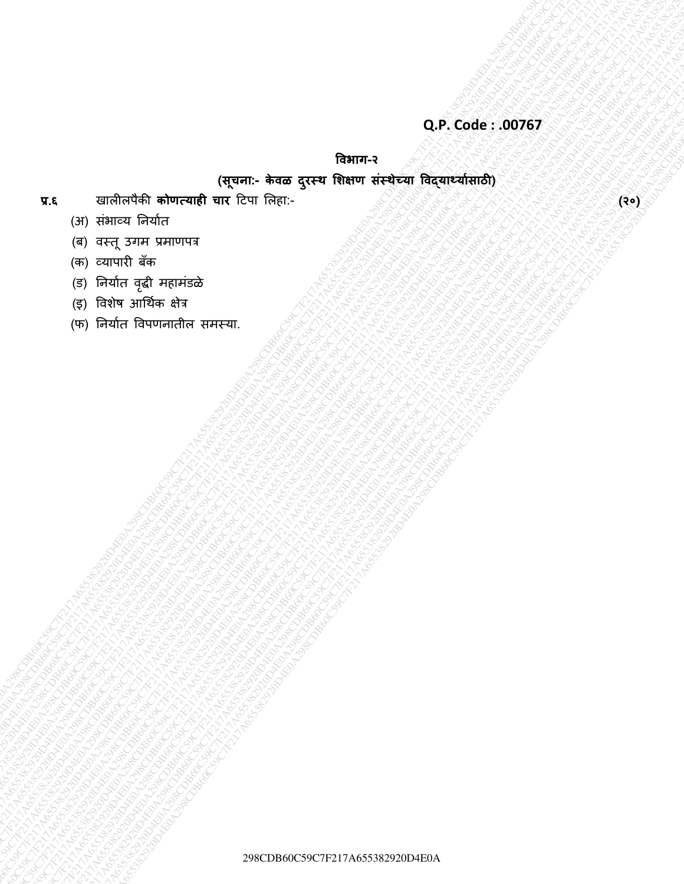Q.P. Code : .00767

## विभाग-२

**(सूचना:- केवळ दुरस्थ शिक्षण संस्थेच्या विद्यार्थ्यांसाठी)**

**प्र.६** खालीलपैकी **कोणत्याही चार** टिपा लिहा:- **(२०)**

(अ) संभाव्य निर्यात

(ब) वस्तू उगम प्रमाणपत्र

(क) व्यापारी बँक

(ड) निर्यात वृद्धी महामंडळे

(इ) विशेष आर्थिक क्षेत्र

(फ) निर्यात विपणनातील समस्या.